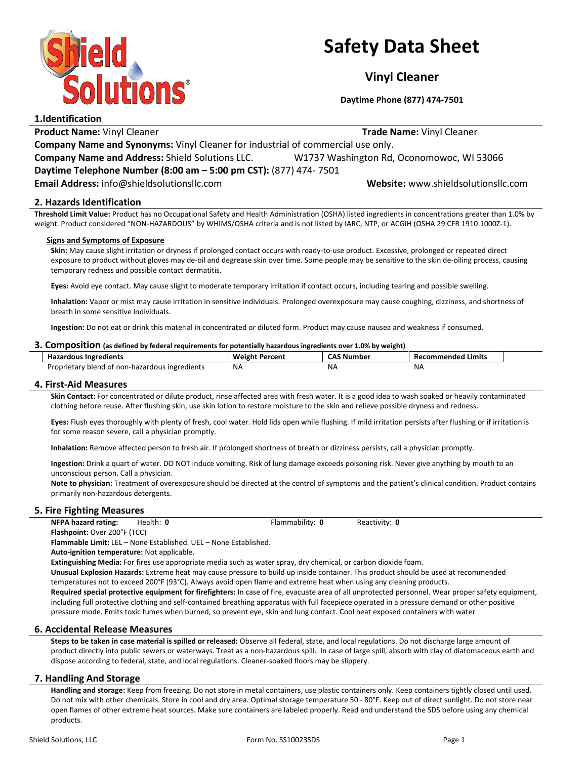# Safety Data Sheet

## Vinyl Cleaner

**Daytime Phone (877) 474-7501**

## 1.Identification

**Product Name:** Vinyl Cleaner **Trade Name:** Vinyl Cleaner

**Company Name and Synonyms:** Vinyl Cleaner for industrial of commercial use only.

**Company Name and Address:** Shield Solutions LLC. W1737 Washington Rd, Oconomowoc, WI 53066

**Daytime Telephone Number (8:00 am – 5:00 pm CST):** (877) 474- 7501

**Email Address:** info@shieldsolutionsllc.com **Website:** www.shieldsolutionsllc.com

## 2. Hazards Identification

**Threshold Limit Value:** Product has no Occupational Safety and Health Administration (OSHA) listed ingredients in concentrations greater than 1.0% by weight. Product considered "NON-HAZARDOUS" by WHIMS/OSHA criteria and is not listed by IARC, NTP, or ACGIH (OSHA 29 CFR 1910.1000Z-1).

**Signs and Symptoms of Exposure**

**Skin:** May cause slight irritation or dryness if prolonged contact occurs with ready-to-use product. Excessive, prolonged or repeated direct exposure to product without gloves may de-oil and degrease skin over time. Some people may be sensitive to the skin de-oiling process, causing temporary redness and possible contact dermatitis.

**Eyes:** Avoid eye contact. May cause slight to moderate temporary irritation if contact occurs, including tearing and possible swelling.

**Inhalation:** Vapor or mist may cause irritation in sensitive individuals. Prolonged overexposure may cause coughing, dizziness, and shortness of breath in some sensitive individuals.

**Ingestion:** Do not eat or drink this material in concentrated or diluted form. Product may cause nausea and weakness if consumed.

## 3. Composition (as defined by federal requirements for potentially hazardous ingredients over 1.0% by weight)

| Hazardous Ingredients | Weight Percent | CAS Number | Recommended Limits |
|---|---|---|---|
| Proprietary blend of non-hazardous ingredients | NA | NA | NA |

## 4. First-Aid Measures

**Skin Contact:** For concentrated or dilute product, rinse affected area with fresh water. It is a good idea to wash soaked or heavily contaminated clothing before reuse. After flushing skin, use skin lotion to restore moisture to the skin and relieve possible dryness and redness.

**Eyes:** Flush eyes thoroughly with plenty of fresh, cool water. Hold lids open while flushing. If mild irritation persists after flushing or if irritation is for some reason severe, call a physician promptly.

**Inhalation:** Remove affected person to fresh air. If prolonged shortness of breath or dizziness persists, call a physician promptly.

**Ingestion:** Drink a quart of water. DO NOT induce vomiting. Risk of lung damage exceeds poisoning risk. Never give anything by mouth to an unconscious person. Call a physician.

**Note to physician:** Treatment of overexposure should be directed at the control of symptoms and the patient's clinical condition. Product contains primarily non-hazardous detergents.

## 5. Fire Fighting Measures

**NFPA hazard rating:** Health: **0** Flammability: **0** Reactivity: **0**

**Flashpoint:** Over 200°F (TCC)

**Flammable Limit:** LEL – None Established. UEL – None Established.

**Auto-ignition temperature:** Not applicable.

**Extinguishing Media:** For fires use appropriate media such as water spray, dry chemical, or carbon dioxide foam.

**Unusual Explosion Hazards:** Extreme heat may cause pressure to build up inside container. This product should be used at recommended temperatures not to exceed 200°F (93°C). Always avoid open flame and extreme heat when using any cleaning products.

**Required special protective equipment for firefighters:** In case of fire, evacuate area of all unprotected personnel. Wear proper safety equipment, including full protective clothing and self-contained breathing apparatus with full facepiece operated in a pressure demand or other positive pressure mode. Emits toxic fumes when burned, so prevent eye, skin and lung contact. Cool heat exposed containers with water

## 6. Accidental Release Measures

**Steps to be taken in case material is spilled or released:** Observe all federal, state, and local regulations. Do not discharge large amount of product directly into public sewers or waterways. Treat as a non-hazardous spill. In case of large spill, absorb with clay of diatomaceous earth and dispose according to federal, state, and local regulations. Cleaner-soaked floors may be slippery.

## 7. Handling And Storage

**Handling and storage:** Keep from freezing. Do not store in metal containers, use plastic containers only. Keep containers tightly closed until used. Do not mix with other chemicals. Store in cool and dry area. Optimal storage temperature 50 - 80°F. Keep out of direct sunlight. Do not store near open flames of other extreme heat sources. Make sure containers are labeled properly. Read and understand the SDS before using any chemical products.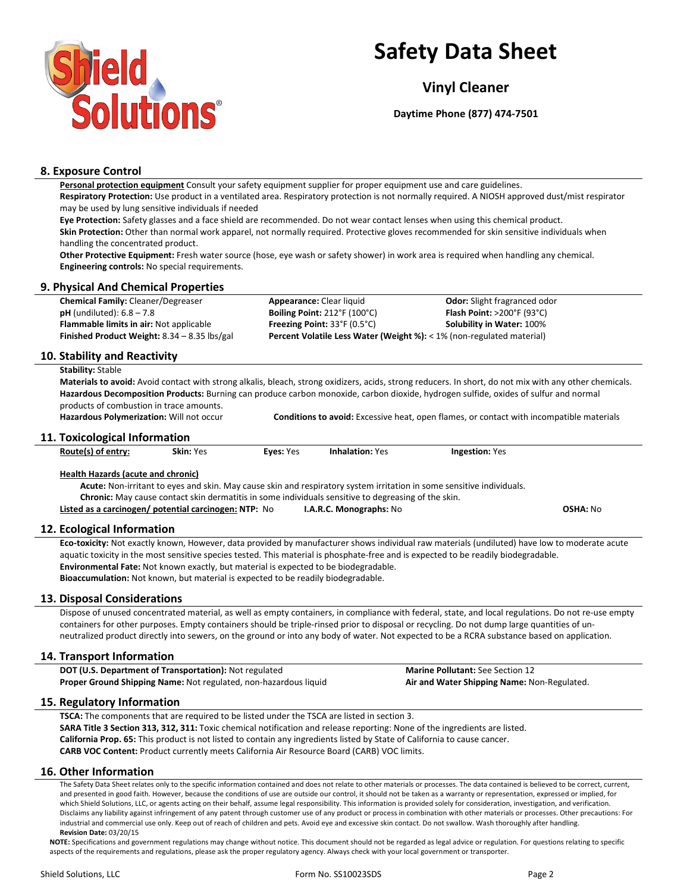# Safety Data Sheet

## Vinyl Cleaner

**Daytime Phone (877) 474-7501**

## 8. Exposure Control

**Personal protection equipment** Consult your safety equipment supplier for proper equipment use and care guidelines.

**Respiratory Protection:** Use product in a ventilated area. Respiratory protection is not normally required. A NIOSH approved dust/mist respirator may be used by lung sensitive individuals if needed

**Eye Protection:** Safety glasses and a face shield are recommended. Do not wear contact lenses when using this chemical product.

**Skin Protection:** Other than normal work apparel, not normally required. Protective gloves recommended for skin sensitive individuals when handling the concentrated product.

**Other Protective Equipment:** Fresh water source (hose, eye wash or safety shower) in work area is required when handling any chemical.

**Engineering controls:** No special requirements.

## 9. Physical And Chemical Properties

| | | |
|---|---|---|
| **Chemical Family:** Cleaner/Degreaser | **Appearance:** Clear liquid | **Odor:** Slight fragranced odor |
| **pH** (undiluted): 6.8 – 7.8 | **Boiling Point:** 212°F (100°C) | **Flash Point:** >200°F (93°C) |
| **Flammable limits in air:** Not applicable | **Freezing Point:** 33°F (0.5°C) | **Solubility in Water:** 100% |
| **Finished Product Weight:** 8.34 – 8.35 lbs/gal | **Percent Volatile Less Water (Weight %):** < 1% (non-regulated material) | |

## 10. Stability and Reactivity

**Stability:** Stable

**Materials to avoid:** Avoid contact with strong alkalis, bleach, strong oxidizers, acids, strong reducers. In short, do not mix with any other chemicals.

**Hazardous Decomposition Products:** Burning can produce carbon monoxide, carbon dioxide, hydrogen sulfide, oxides of sulfur and normal products of combustion in trace amounts.

**Hazardous Polymerization:** Will not occur

**Conditions to avoid:** Excessive heat, open flames, or contact with incompatible materials

## 11. Toxicological Information

**Route(s) of entry:** **Skin:** Yes **Eyes:** Yes **Inhalation:** Yes **Ingestion:** Yes

**Health Hazards (acute and chronic)**

**Acute:** Non-irritant to eyes and skin. May cause skin and respiratory system irritation in some sensitive individuals.

**Chronic:** May cause contact skin dermatitis in some individuals sensitive to degreasing of the skin.

**Listed as a carcinogen/ potential carcinogen:** **NTP:** No **I.A.R.C. Monographs:** No **OSHA:** No

## 12. Ecological Information

**Eco-toxicity:** Not exactly known, However, data provided by manufacturer shows individual raw materials (undiluted) have low to moderate acute aquatic toxicity in the most sensitive species tested. This material is phosphate-free and is expected to be readily biodegradable.

**Environmental Fate:** Not known exactly, but material is expected to be biodegradable.

**Bioaccumulation:** Not known, but material is expected to be readily biodegradable.

## 13. Disposal Considerations

Dispose of unused concentrated material, as well as empty containers, in compliance with federal, state, and local regulations. Do not re-use empty containers for other purposes. Empty containers should be triple-rinsed prior to disposal or recycling. Do not dump large quantities of un-neutralized product directly into sewers, on the ground or into any body of water. Not expected to be a RCRA substance based on application.

## 14. Transport Information

**DOT (U.S. Department of Transportation):** Not regulated

**Proper Ground Shipping Name:** Not regulated, non-hazardous liquid

**Marine Pollutant:** See Section 12

**Air and Water Shipping Name:** Non-Regulated.

## 15. Regulatory Information

**TSCA:** The components that are required to be listed under the TSCA are listed in section 3.

**SARA Title 3 Section 313, 312, 311:** Toxic chemical notification and release reporting: None of the ingredients are listed.

**California Prop. 65:** This product is not listed to contain any ingredients listed by State of California to cause cancer.

**CARB VOC Content:** Product currently meets California Air Resource Board (CARB) VOC limits.

## 16. Other Information

The Safety Data Sheet relates only to the specific information contained and does not relate to other materials or processes. The data contained is believed to be correct, current, and presented in good faith. However, because the conditions of use are outside our control, it should not be taken as a warranty or representation, expressed or implied, for which Shield Solutions, LLC, or agents acting on their behalf, assume legal responsibility. This information is provided solely for consideration, investigation, and verification. Disclaims any liability against infringement of any patent through customer use of any product or process in combination with other materials or processes. Other precautions: For industrial and commercial use only. Keep out of reach of children and pets. Avoid eye and excessive skin contact. Do not swallow. Wash thoroughly after handling.

**Revision Date:** 03/20/15

**NOTE:** Specifications and government regulations may change without notice. This document should not be regarded as legal advice or regulation. For questions relating to specific aspects of the requirements and regulations, please ask the proper regulatory agency. Always check with your local government or transporter.

Shield Solutions, LLC Form No. SS10023SDS